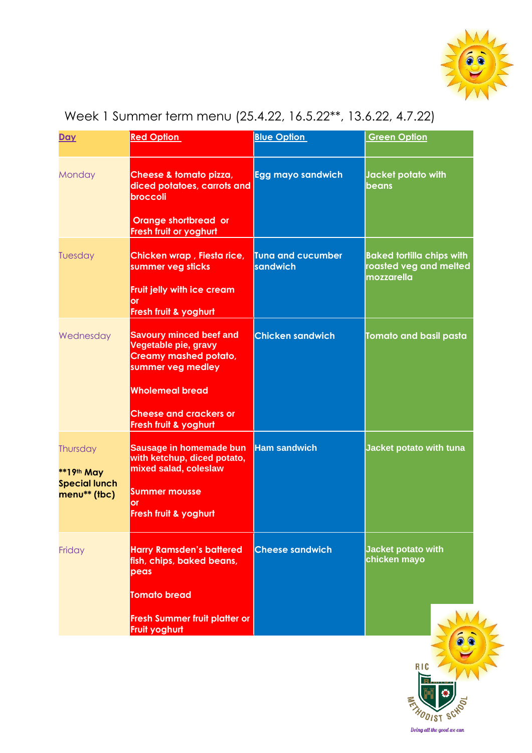# Week 1 Summer term menu (25.4.22, 16.5.22**, 13.6.22, 4.7.22)

| Day | Red Option | Blue Option | Green Option |
|---|---|---|---|
| Monday | Cheese & tomato pizza, diced potatoes, carrots and broccoli<br><br>Orange shortbread or Fresh fruit or yoghurt | Egg mayo sandwich | Jacket potato with beans |
| Tuesday | Chicken wrap , Fiesta rice, summer veg sticks<br><br>Fruit jelly with ice cream or Fresh fruit & yoghurt | Tuna and cucumber sandwich | Baked tortilla chips with roasted veg and melted mozzarella |
| Wednesday | Savoury minced beef and Vegetable pie, gravy Creamy mashed potato, summer veg medley<br><br>Wholemeal bread<br><br>Cheese and crackers or Fresh fruit & yoghurt | Chicken sandwich | Tomato and basil pasta |
| Thursday<br><br>**19th May Special lunch menu** (tbc) | Sausage in homemade bun with ketchup, diced potato, mixed salad, coleslaw<br><br>Summer mousse or Fresh fruit & yoghurt | Ham sandwich | Jacket potato with tuna |
| Friday | Harry Ramsden's battered fish, chips, baked beans, peas<br><br>Tomato bread<br><br>Fresh Summer fruit platter or Fruit yoghurt | Cheese sandwich | Jacket potato with chicken mayo |

RIC METHODIST SCHOOL

*Doing all the good we can*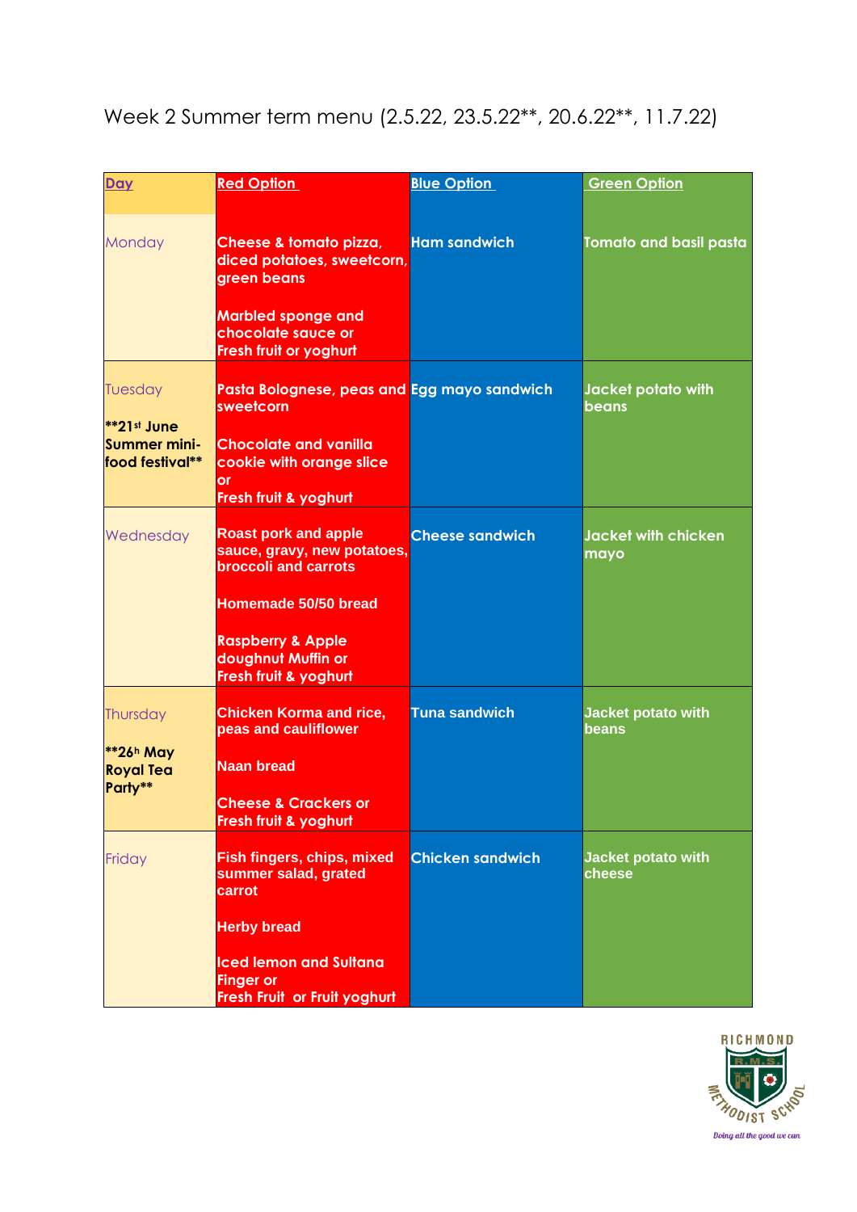# Week 2 Summer term menu (2.5.22, 23.5.22**, 20.6.22**, 11.7.22)

| Day | Red Option | Blue Option | Green Option |
|---|---|---|---|
| Monday | Cheese & tomato pizza, diced potatoes, sweetcorn, green beans<br><br>Marbled sponge and chocolate sauce or Fresh fruit or yoghurt | Ham sandwich | Tomato and basil pasta |
| Tuesday<br><br>**21st June Summer mini-food festival** | Pasta Bolognese, peas and sweetcorn<br><br>Chocolate and vanilla cookie with orange slice or Fresh fruit & yoghurt | Egg mayo sandwich | Jacket potato with beans |
| Wednesday | Roast pork and apple sauce, gravy, new potatoes, broccoli and carrots<br><br>Homemade 50/50 bread<br><br>Raspberry & Apple doughnut Muffin or Fresh fruit & yoghurt | Cheese sandwich | Jacket with chicken mayo |
| Thursday<br><br>**26th May Royal Tea Party** | Chicken Korma and rice, peas and cauliflower<br><br>Naan bread<br><br>Cheese & Crackers or Fresh fruit & yoghurt | Tuna sandwich | Jacket potato with beans |
| Friday | Fish fingers, chips, mixed summer salad, grated carrot<br><br>Herby bread<br><br>Iced lemon and Sultana Finger or Fresh Fruit or Fruit yoghurt | Chicken sandwich | Jacket potato with cheese |

RICHMOND METHODIST SCHOOL

R.M.S.

*Doing all the good we can*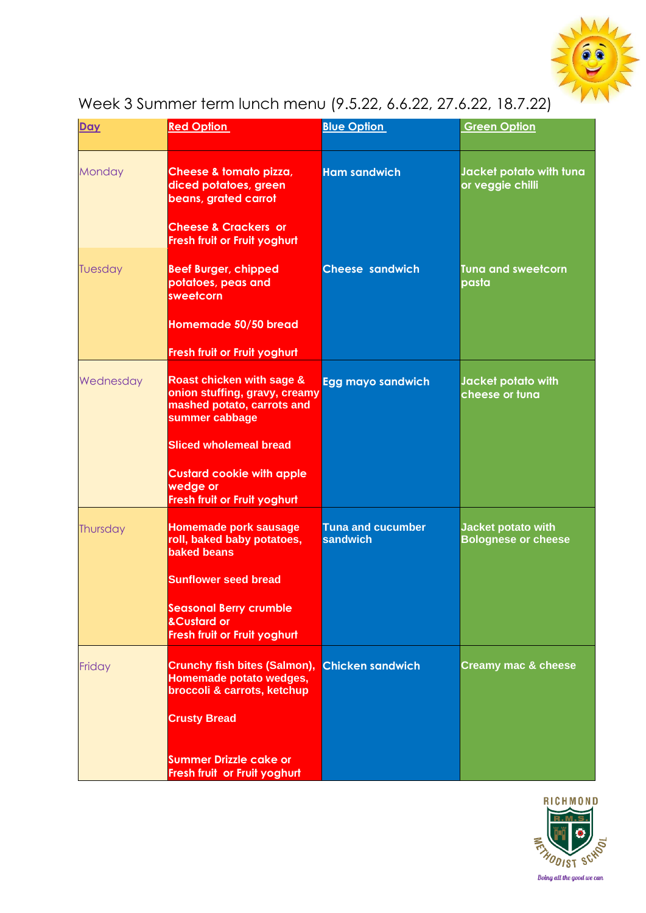# Week 3 Summer term lunch menu (9.5.22, 6.6.22, 27.6.22, 18.7.22)

| Day | Red Option | Blue Option | Green Option |
| --- | --- | --- | --- |
| Monday | **Cheese & tomato pizza, diced potatoes, green beans, grated carrot**<br><br>**Cheese & Crackers or Fresh fruit or Fruit yoghurt** | **Ham sandwich** | **Jacket potato with tuna or veggie chilli** |
| Tuesday | **Beef Burger, chipped potatoes, peas and sweetcorn**<br><br>**Homemade 50/50 bread**<br><br>**Fresh fruit or Fruit yoghurt** | **Cheese sandwich** | **Tuna and sweetcorn pasta** |
| Wednesday | **Roast chicken with sage & onion stuffing, gravy, creamy mashed potato, carrots and summer cabbage**<br><br>**Sliced wholemeal bread**<br><br>**Custard cookie with apple wedge or Fresh fruit or Fruit yoghurt** | **Egg mayo sandwich** | **Jacket potato with cheese or tuna** |
| Thursday | **Homemade pork sausage roll, baked baby potatoes, baked beans**<br><br>**Sunflower seed bread**<br><br>**Seasonal Berry crumble &Custard or Fresh fruit or Fruit yoghurt** | **Tuna and cucumber sandwich** | **Jacket potato with Bolognese or cheese** |
| Friday | **Crunchy fish bites (Salmon), Homemade potato wedges, broccoli & carrots, ketchup**<br><br>**Crusty Bread**<br><br>**Summer Drizzle cake or Fresh fruit or Fruit yoghurt** | **Chicken sandwich** | **Creamy mac & cheese** |

RICHMOND METHODIST SCHOOL

*Doing all the good we can*